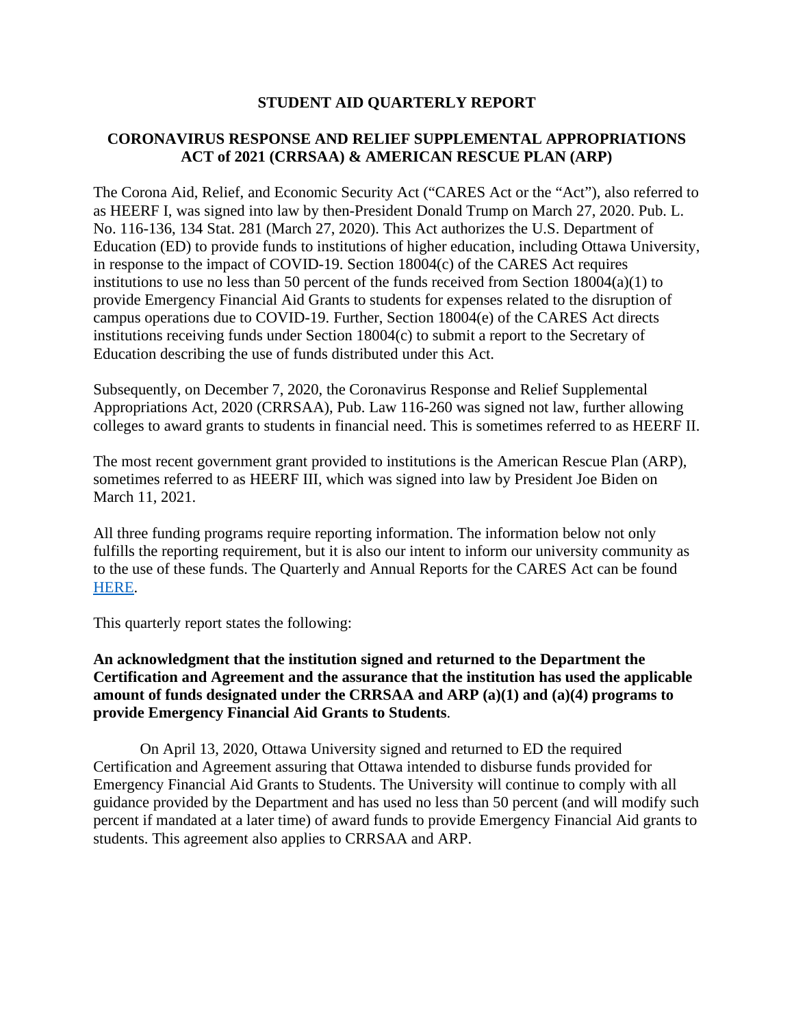# STUDENT AID QUARTERLY REPORT

## CORONAVIRUS RESPONSE AND RELIEF SUPPLEMENTAL APPROPRIATIONS ACT of 2021 (CRRSAA) & AMERICAN RESCUE PLAN (ARP)

The Corona Aid, Relief, and Economic Security Act ("CARES Act or the "Act"), also referred to as HEERF I, was signed into law by then-President Donald Trump on March 27, 2020. Pub. L. No. 116-136, 134 Stat. 281 (March 27, 2020). This Act authorizes the U.S. Department of Education (ED) to provide funds to institutions of higher education, including Ottawa University, in response to the impact of COVID-19. Section 18004(c) of the CARES Act requires institutions to use no less than 50 percent of the funds received from Section 18004(a)(1) to provide Emergency Financial Aid Grants to students for expenses related to the disruption of campus operations due to COVID-19. Further, Section 18004(e) of the CARES Act directs institutions receiving funds under Section 18004(c) to submit a report to the Secretary of Education describing the use of funds distributed under this Act.

Subsequently, on December 7, 2020, the Coronavirus Response and Relief Supplemental Appropriations Act, 2020 (CRRSAA), Pub. Law 116-260 was signed not law, further allowing colleges to award grants to students in financial need. This is sometimes referred to as HEERF II.

The most recent government grant provided to institutions is the American Rescue Plan (ARP), sometimes referred to as HEERF III, which was signed into law by President Joe Biden on March 11, 2021.

All three funding programs require reporting information. The information below not only fulfills the reporting requirement, but it is also our intent to inform our university community as to the use of these funds. The Quarterly and Annual Reports for the CARES Act can be found HERE.

This quarterly report states the following:

**An acknowledgment that the institution signed and returned to the Department the Certification and Agreement and the assurance that the institution has used the applicable amount of funds designated under the CRRSAA and ARP (a)(1) and (a)(4) programs to provide Emergency Financial Aid Grants to Students**.

On April 13, 2020, Ottawa University signed and returned to ED the required Certification and Agreement assuring that Ottawa intended to disburse funds provided for Emergency Financial Aid Grants to Students. The University will continue to comply with all guidance provided by the Department and has used no less than 50 percent (and will modify such percent if mandated at a later time) of award funds to provide Emergency Financial Aid grants to students. This agreement also applies to CRRSAA and ARP.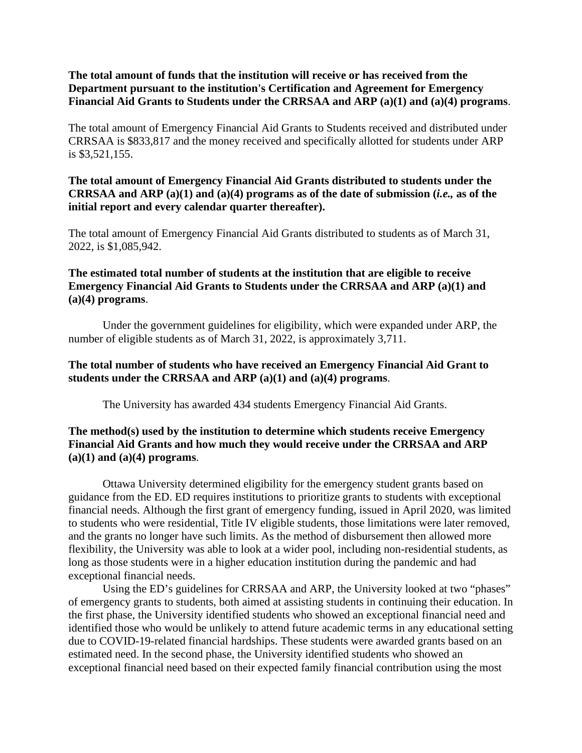**The total amount of funds that the institution will receive or has received from the Department pursuant to the institution's Certification and Agreement for Emergency Financial Aid Grants to Students under the CRRSAA and ARP (a)(1) and (a)(4) programs**.

The total amount of Emergency Financial Aid Grants to Students received and distributed under CRRSAA is $833,817 and the money received and specifically allotted for students under ARP is $3,521,155.

**The total amount of Emergency Financial Aid Grants distributed to students under the CRRSAA and ARP (a)(1) and (a)(4) programs as of the date of submission (*i.e.,* as of the initial report and every calendar quarter thereafter).**

The total amount of Emergency Financial Aid Grants distributed to students as of March 31, 2022, is $1,085,942.

**The estimated total number of students at the institution that are eligible to receive Emergency Financial Aid Grants to Students under the CRRSAA and ARP (a)(1) and (a)(4) programs**.

Under the government guidelines for eligibility, which were expanded under ARP, the number of eligible students as of March 31, 2022, is approximately 3,711.

**The total number of students who have received an Emergency Financial Aid Grant to students under the CRRSAA and ARP (a)(1) and (a)(4) programs**.

The University has awarded 434 students Emergency Financial Aid Grants.

**The method(s) used by the institution to determine which students receive Emergency Financial Aid Grants and how much they would receive under the CRRSAA and ARP (a)(1) and (a)(4) programs**.

Ottawa University determined eligibility for the emergency student grants based on guidance from the ED. ED requires institutions to prioritize grants to students with exceptional financial needs. Although the first grant of emergency funding, issued in April 2020, was limited to students who were residential, Title IV eligible students, those limitations were later removed, and the grants no longer have such limits. As the method of disbursement then allowed more flexibility, the University was able to look at a wider pool, including non-residential students, as long as those students were in a higher education institution during the pandemic and had exceptional financial needs.

Using the ED's guidelines for CRRSAA and ARP, the University looked at two "phases" of emergency grants to students, both aimed at assisting students in continuing their education. In the first phase, the University identified students who showed an exceptional financial need and identified those who would be unlikely to attend future academic terms in any educational setting due to COVID-19-related financial hardships. These students were awarded grants based on an estimated need. In the second phase, the University identified students who showed an exceptional financial need based on their expected family financial contribution using the most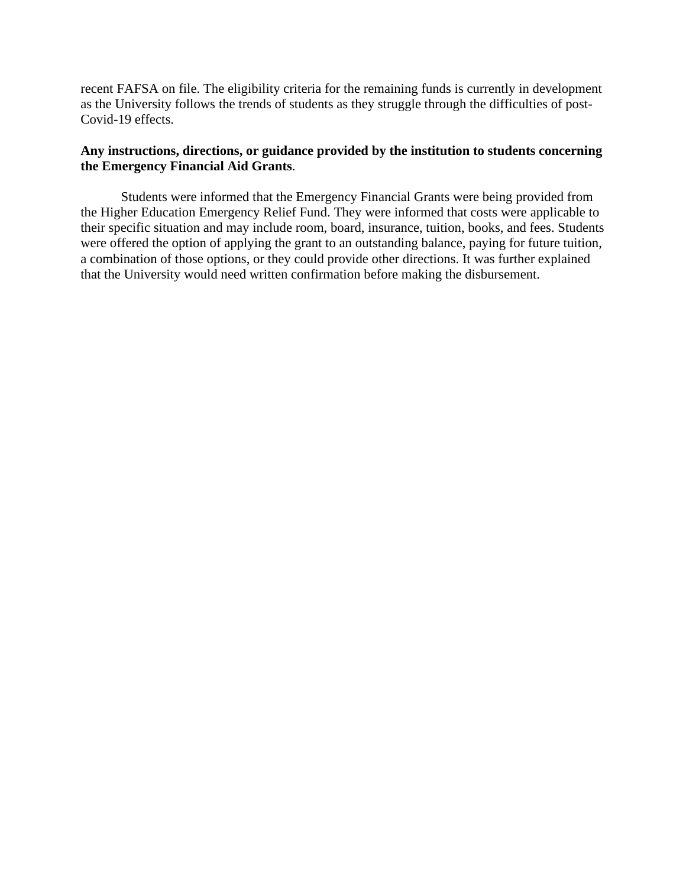recent FAFSA on file. The eligibility criteria for the remaining funds is currently in development as the University follows the trends of students as they struggle through the difficulties of post-Covid-19 effects.

**Any instructions, directions, or guidance provided by the institution to students concerning the Emergency Financial Aid Grants**.

Students were informed that the Emergency Financial Grants were being provided from the Higher Education Emergency Relief Fund. They were informed that costs were applicable to their specific situation and may include room, board, insurance, tuition, books, and fees. Students were offered the option of applying the grant to an outstanding balance, paying for future tuition, a combination of those options, or they could provide other directions. It was further explained that the University would need written confirmation before making the disbursement.